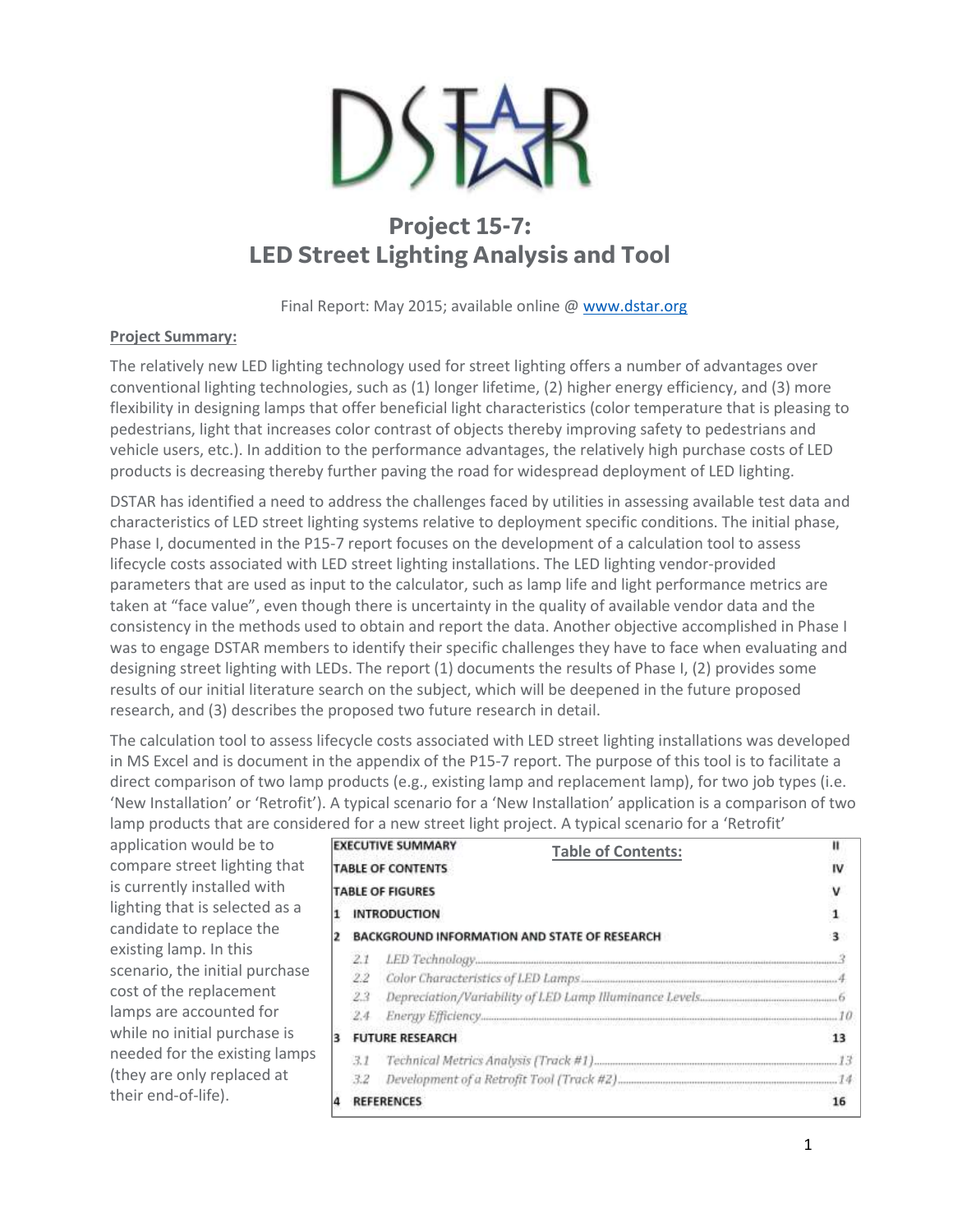# Project 15-7: LED Street Lighting Analysis and Tool

Final Report: May 2015; available online @ www.dstar.org

**Project Summary:**

The relatively new LED lighting technology used for street lighting offers a number of advantages over conventional lighting technologies, such as (1) longer lifetime, (2) higher energy efficiency, and (3) more flexibility in designing lamps that offer beneficial light characteristics (color temperature that is pleasing to pedestrians, light that increases color contrast of objects thereby improving safety to pedestrians and vehicle users, etc.). In addition to the performance advantages, the relatively high purchase costs of LED products is decreasing thereby further paving the road for widespread deployment of LED lighting.

DSTAR has identified a need to address the challenges faced by utilities in assessing available test data and characteristics of LED street lighting systems relative to deployment specific conditions. The initial phase, Phase I, documented in the P15-7 report focuses on the development of a calculation tool to assess lifecycle costs associated with LED street lighting installations. The LED lighting vendor-provided parameters that are used as input to the calculator, such as lamp life and light performance metrics are taken at "face value", even though there is uncertainty in the quality of available vendor data and the consistency in the methods used to obtain and report the data. Another objective accomplished in Phase I was to engage DSTAR members to identify their specific challenges they have to face when evaluating and designing street lighting with LEDs. The report (1) documents the results of Phase I, (2) provides some results of our initial literature search on the subject, which will be deepened in the future proposed research, and (3) describes the proposed two future research in detail.

The calculation tool to assess lifecycle costs associated with LED street lighting installations was developed in MS Excel and is document in the appendix of the P15-7 report. The purpose of this tool is to facilitate a direct comparison of two lamp products (e.g., existing lamp and replacement lamp), for two job types (i.e. 'New Installation' or 'Retrofit'). A typical scenario for a 'New Installation' application is a comparison of two lamp products that are considered for a new street light project. A typical scenario for a 'Retrofit' application would be to compare street lighting that is currently installed with lighting that is selected as a candidate to replace the existing lamp. In this scenario, the initial purchase cost of the replacement lamps are accounted for while no initial purchase is needed for the existing lamps (they are only replaced at their end-of-life).

**Table of Contents:**

| Section | Title | Page |
|---|---|---|
| | EXECUTIVE SUMMARY | II |
| | TABLE OF CONTENTS | IV |
| | TABLE OF FIGURES | V |
| 1 | INTRODUCTION | 1 |
| 2 | BACKGROUND INFORMATION AND STATE OF RESEARCH | 3 |
| 2.1 | *LED Technology* | 3 |
| 2.2 | *Color Characteristics of LED Lamps* | 4 |
| 2.3 | *Depreciation/Variability of LED Lamp Illuminance Levels* | 6 |
| 2.4 | *Energy Efficiency* | 10 |
| 3 | FUTURE RESEARCH | 13 |
| 3.1 | *Technical Metrics Analysis (Track #1)* | 13 |
| 3.2 | *Development of a Retrofit Tool (Track #2)* | 14 |
| 4 | REFERENCES | 16 |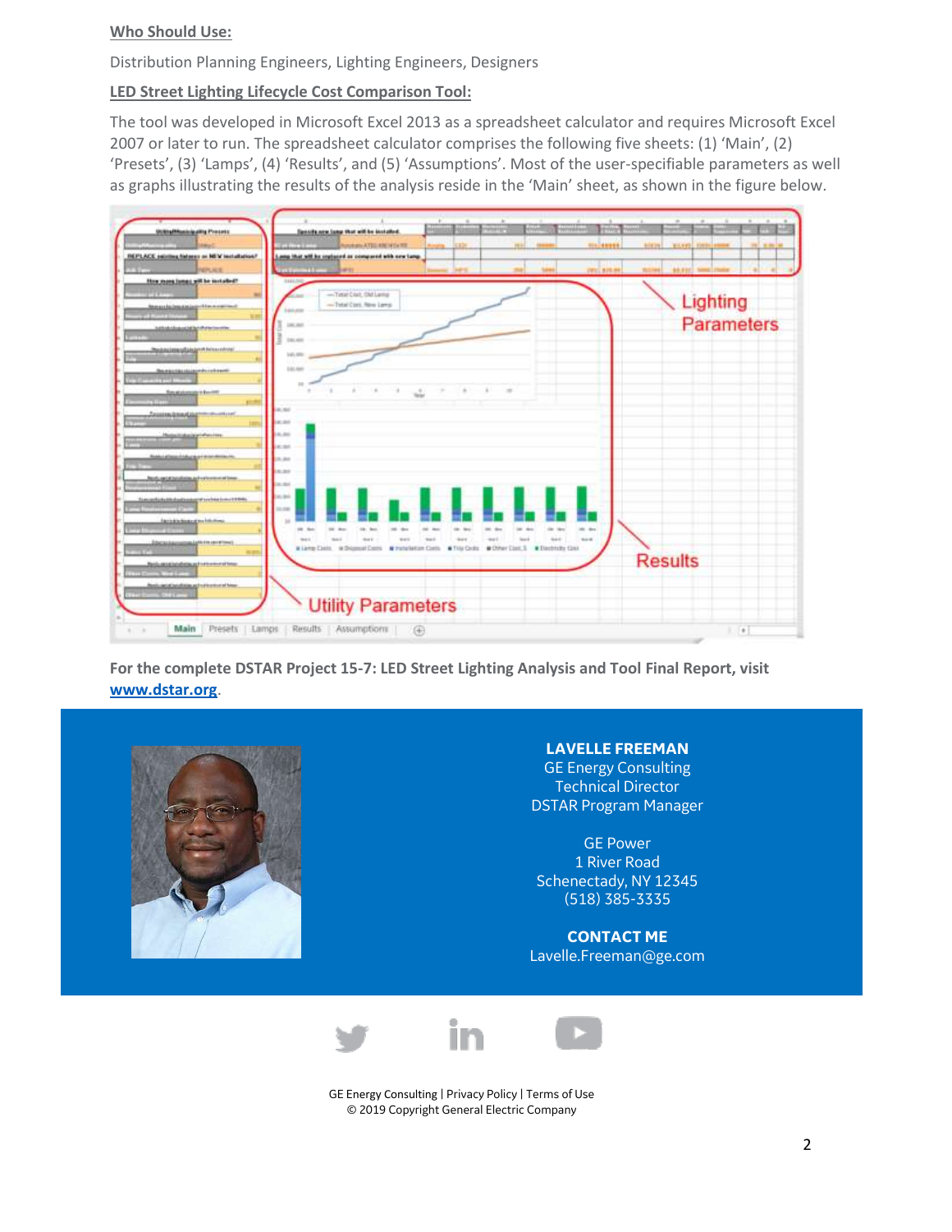**Who Should Use:**

Distribution Planning Engineers, Lighting Engineers, Designers

**LED Street Lighting Lifecycle Cost Comparison Tool:**

The tool was developed in Microsoft Excel 2013 as a spreadsheet calculator and requires Microsoft Excel 2007 or later to run. The spreadsheet calculator comprises the following five sheets: (1) 'Main', (2) 'Presets', (3) 'Lamps', (4) 'Results', and (5) 'Assumptions'. Most of the user-specifiable parameters as well as graphs illustrating the results of the analysis reside in the 'Main' sheet, as shown in the figure below.

Lighting Parameters

Results

Utility Parameters

Main | Presets | Lamps | Results | Assumptions

**For the complete DSTAR Project 15-7: LED Street Lighting Analysis and Tool Final Report, visit [www.dstar.org](http://www.dstar.org).**

**LAVELLE FREEMAN**
GE Energy Consulting
Technical Director
DSTAR Program Manager

GE Power
1 River Road
Schenectady, NY 12345
(518) 385-3335

**CONTACT ME**
Lavelle.Freeman@ge.com

GE Energy Consulting | Privacy Policy | Terms of Use
© 2019 Copyright General Electric Company